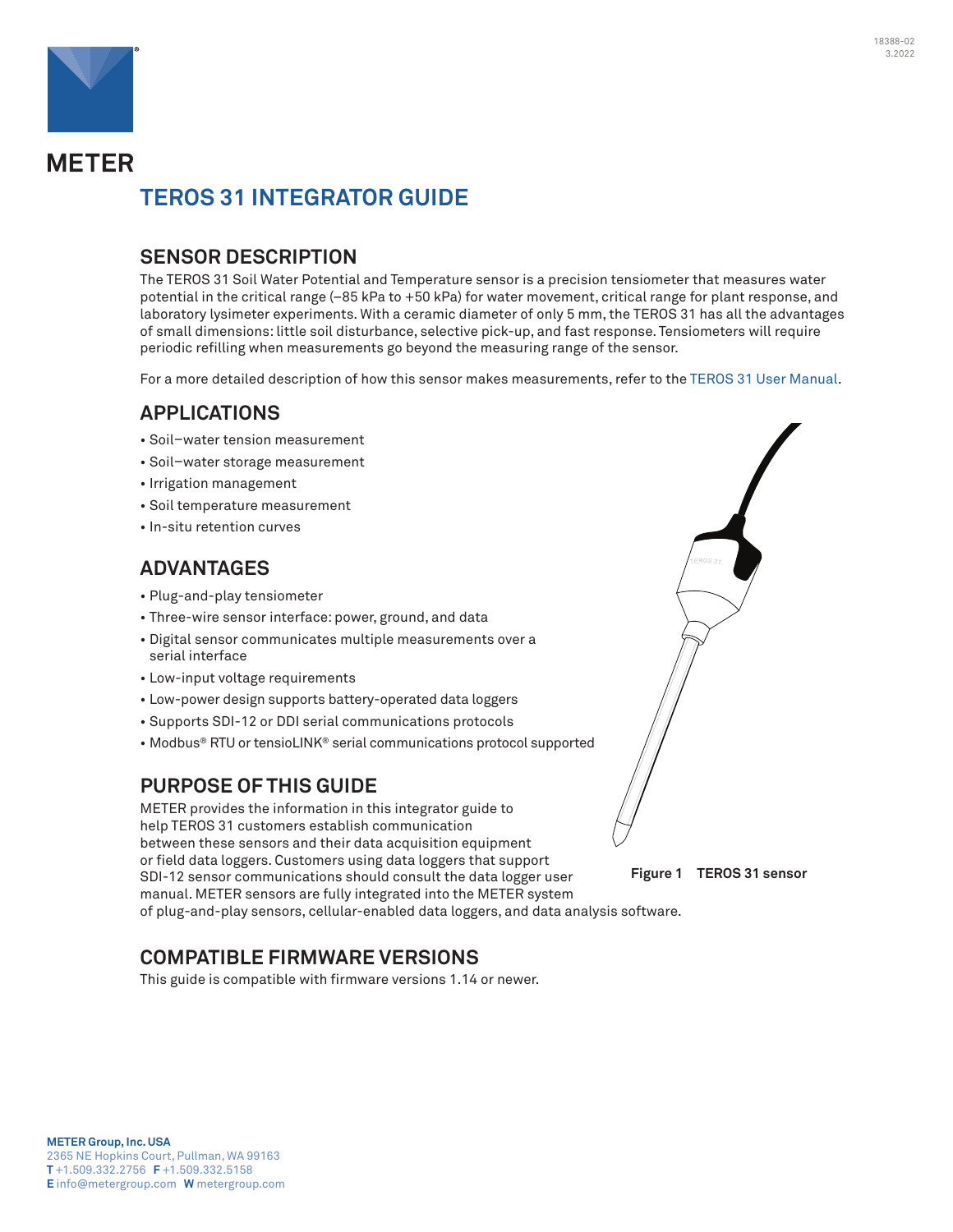# METER

## TEROS 31 INTEGRATOR GUIDE

### SENSOR DESCRIPTION

The TEROS 31 Soil Water Potential and Temperature sensor is a precision tensiometer that measures water potential in the critical range (–85 kPa to +50 kPa) for water movement, critical range for plant response, and laboratory lysimeter experiments. With a ceramic diameter of only 5 mm, the TEROS 31 has all the advantages of small dimensions: little soil disturbance, selective pick-up, and fast response. Tensiometers will require periodic refilling when measurements go beyond the measuring range of the sensor.

For a more detailed description of how this sensor makes measurements, refer to the TEROS 31 User Manual.

### APPLICATIONS

- Soil–water tension measurement
- Soil–water storage measurement
- Irrigation management
- Soil temperature measurement
- In-situ retention curves

### ADVANTAGES

- Plug-and-play tensiometer
- Three-wire sensor interface: power, ground, and data
- Digital sensor communicates multiple measurements over a serial interface
- Low-input voltage requirements
- Low-power design supports battery-operated data loggers
- Supports SDI-12 or DDI serial communications protocols
- Modbus® RTU or tensioLINK® serial communications protocol supported

Figure 1 TEROS 31 sensor

### PURPOSE OF THIS GUIDE

METER provides the information in this integrator guide to help TEROS 31 customers establish communication between these sensors and their data acquisition equipment or field data loggers. Customers using data loggers that support SDI-12 sensor communications should consult the data logger user manual. METER sensors are fully integrated into the METER system of plug-and-play sensors, cellular-enabled data loggers, and data analysis software.

### COMPATIBLE FIRMWARE VERSIONS

This guide is compatible with firmware versions 1.14 or newer.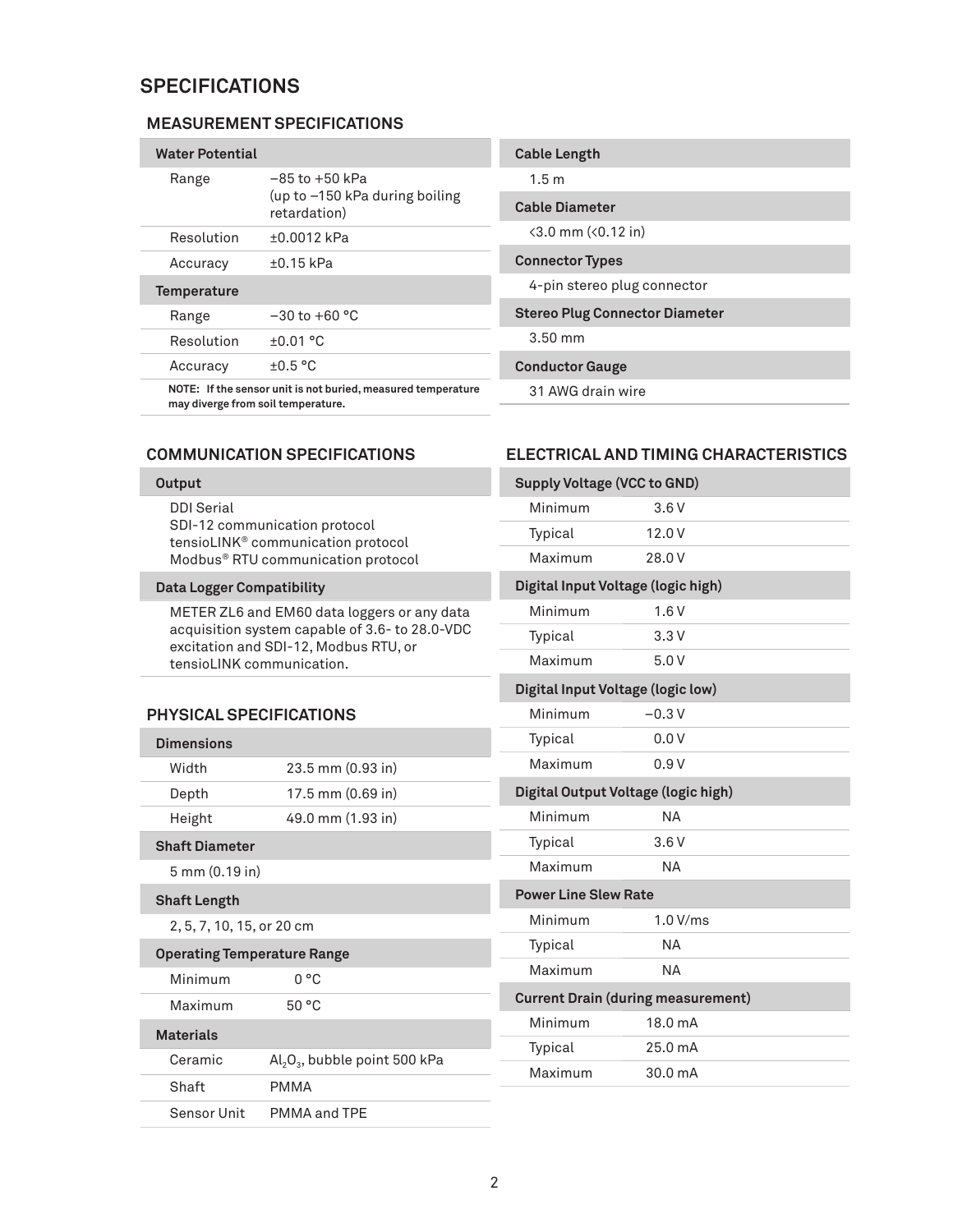# SPECIFICATIONS

## MEASUREMENT SPECIFICATIONS

| Water Potential | |
|---|---|
| Range | –85 to +50 kPa (up to –150 kPa during boiling retardation) |
| Resolution | ±0.0012 kPa |
| Accuracy | ±0.15 kPa |

| Temperature | |
|---|---|
| Range | –30 to +60 °C |
| Resolution | ±0.01 °C |
| Accuracy | ±0.5 °C |

**NOTE: If the sensor unit is not buried, measured temperature may diverge from soil temperature.**

| Cable Length |
|---|
| 1.5 m |

| Cable Diameter |
|---|
| <3.0 mm (<0.12 in) |

| Connector Types |
|---|
| 4-pin stereo plug connector |

| Stereo Plug Connector Diameter |
|---|
| 3.50 mm |

| Conductor Gauge |
|---|
| 31 AWG drain wire |

## COMMUNICATION SPECIFICATIONS

| Output |
|---|
| DDI Serial<br>SDI-12 communication protocol<br>tensioLINK® communication protocol<br>Modbus® RTU communication protocol |

| Data Logger Compatibility |
|---|
| METER ZL6 and EM60 data loggers or any data acquisition system capable of 3.6- to 28.0-VDC excitation and SDI-12, Modbus RTU, or tensioLINK communication. |

## PHYSICAL SPECIFICATIONS

| Dimensions | |
|---|---|
| Width | 23.5 mm (0.93 in) |
| Depth | 17.5 mm (0.69 in) |
| Height | 49.0 mm (1.93 in) |

| Shaft Diameter |
|---|
| 5 mm (0.19 in) |

| Shaft Length |
|---|
| 2, 5, 7, 10, 15, or 20 cm |

| Operating Temperature Range | |
|---|---|
| Minimum | 0 °C |
| Maximum | 50 °C |

| Materials | |
|---|---|
| Ceramic | $Al_2O_3$, bubble point 500 kPa |
| Shaft | PMMA |
| Sensor Unit | PMMA and TPE |

## ELECTRICAL AND TIMING CHARACTERISTICS

| Supply Voltage (VCC to GND) | |
|---|---|
| Minimum | 3.6 V |
| Typical | 12.0 V |
| Maximum | 28.0 V |

| Digital Input Voltage (logic high) | |
|---|---|
| Minimum | 1.6 V |
| Typical | 3.3 V |
| Maximum | 5.0 V |

| Digital Input Voltage (logic low) | |
|---|---|
| Minimum | –0.3 V |
| Typical | 0.0 V |
| Maximum | 0.9 V |

| Digital Output Voltage (logic high) | |
|---|---|
| Minimum | NA |
| Typical | 3.6 V |
| Maximum | NA |

| Power Line Slew Rate | |
|---|---|
| Minimum | 1.0 V/ms |
| Typical | NA |
| Maximum | NA |

| Current Drain (during measurement) | |
|---|---|
| Minimum | 18.0 mA |
| Typical | 25.0 mA |
| Maximum | 30.0 mA |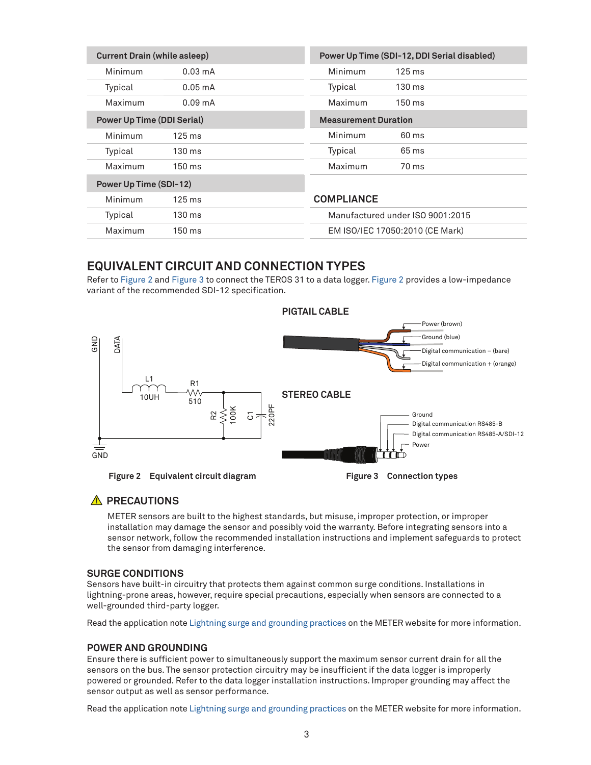| Current Drain (while asleep) | |
|---|---|
| Minimum | 0.03 mA |
| Typical | 0.05 mA |
| Maximum | 0.09 mA |
| **Power Up Time (DDI Serial)** | |
| Minimum | 125 ms |
| Typical | 130 ms |
| Maximum | 150 ms |
| **Power Up Time (SDI-12)** | |
| Minimum | 125 ms |
| Typical | 130 ms |
| Maximum | 150 ms |

| Power Up Time (SDI-12, DDI Serial disabled) | |
|---|---|
| Minimum | 125 ms |
| Typical | 130 ms |
| Maximum | 150 ms |
| **Measurement Duration** | |
| Minimum | 60 ms |
| Typical | 65 ms |
| Maximum | 70 ms |

### COMPLIANCE

Manufactured under ISO 9001:2015

EM ISO/IEC 17050:2010 (CE Mark)

## EQUIVALENT CIRCUIT AND CONNECTION TYPES

Refer to Figure 2 and Figure 3 to connect the TEROS 31 to a data logger. Figure 2 provides a low-impedance variant of the recommended SDI-12 specification.

GND DATA L1 10UH R1 510 R2 100K C1 220PF GND

**Figure 2 Equivalent circuit diagram**

**PIGTAIL CABLE**

Power (brown)
Ground (blue)
Digital communication – (bare)
Digital communication + (orange)

**STEREO CABLE**

Ground
Digital communication RS485-B
Digital communication RS485-A/SDI-12
Power

**Figure 3 Connection types**

## ⚠ PRECAUTIONS

METER sensors are built to the highest standards, but misuse, improper protection, or improper installation may damage the sensor and possibly void the warranty. Before integrating sensors into a sensor network, follow the recommended installation instructions and implement safeguards to protect the sensor from damaging interference.

### SURGE CONDITIONS

Sensors have built-in circuitry that protects them against common surge conditions. Installations in lightning-prone areas, however, require special precautions, especially when sensors are connected to a well-grounded third-party logger.

Read the application note Lightning surge and grounding practices on the METER website for more information.

### POWER AND GROUNDING

Ensure there is sufficient power to simultaneously support the maximum sensor current drain for all the sensors on the bus. The sensor protection circuitry may be insufficient if the data logger is improperly powered or grounded. Refer to the data logger installation instructions. Improper grounding may affect the sensor output as well as sensor performance.

Read the application note Lightning surge and grounding practices on the METER website for more information.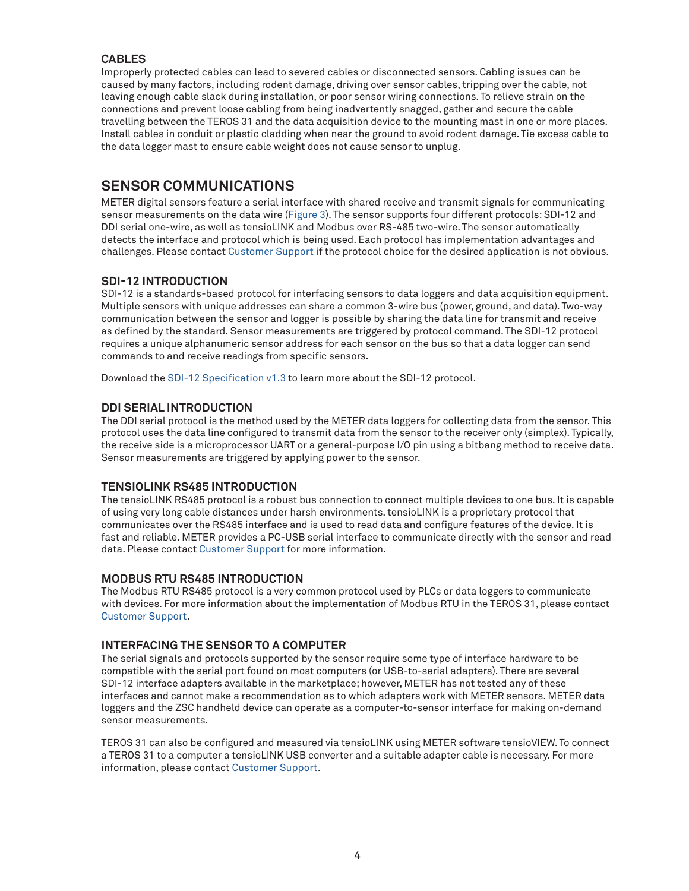### CABLES

Improperly protected cables can lead to severed cables or disconnected sensors. Cabling issues can be caused by many factors, including rodent damage, driving over sensor cables, tripping over the cable, not leaving enough cable slack during installation, or poor sensor wiring connections. To relieve strain on the connections and prevent loose cabling from being inadvertently snagged, gather and secure the cable travelling between the TEROS 31 and the data acquisition device to the mounting mast in one or more places. Install cables in conduit or plastic cladding when near the ground to avoid rodent damage. Tie excess cable to the data logger mast to ensure cable weight does not cause sensor to unplug.

## SENSOR COMMUNICATIONS

METER digital sensors feature a serial interface with shared receive and transmit signals for communicating sensor measurements on the data wire (Figure 3). The sensor supports four different protocols: SDI-12 and DDI serial one-wire, as well as tensioLINK and Modbus over RS-485 two-wire. The sensor automatically detects the interface and protocol which is being used. Each protocol has implementation advantages and challenges. Please contact Customer Support if the protocol choice for the desired application is not obvious.

### SDI-12 INTRODUCTION

SDI-12 is a standards-based protocol for interfacing sensors to data loggers and data acquisition equipment. Multiple sensors with unique addresses can share a common 3-wire bus (power, ground, and data). Two-way communication between the sensor and logger is possible by sharing the data line for transmit and receive as defined by the standard. Sensor measurements are triggered by protocol command. The SDI-12 protocol requires a unique alphanumeric sensor address for each sensor on the bus so that a data logger can send commands to and receive readings from specific sensors.

Download the SDI-12 Specification v1.3 to learn more about the SDI-12 protocol.

### DDI SERIAL INTRODUCTION

The DDI serial protocol is the method used by the METER data loggers for collecting data from the sensor. This protocol uses the data line configured to transmit data from the sensor to the receiver only (simplex). Typically, the receive side is a microprocessor UART or a general-purpose I/O pin using a bitbang method to receive data. Sensor measurements are triggered by applying power to the sensor.

### TENSIOLINK RS485 INTRODUCTION

The tensioLINK RS485 protocol is a robust bus connection to connect multiple devices to one bus. It is capable of using very long cable distances under harsh environments. tensioLINK is a proprietary protocol that communicates over the RS485 interface and is used to read data and configure features of the device. It is fast and reliable. METER provides a PC-USB serial interface to communicate directly with the sensor and read data. Please contact Customer Support for more information.

### MODBUS RTU RS485 INTRODUCTION

The Modbus RTU RS485 protocol is a very common protocol used by PLCs or data loggers to communicate with devices. For more information about the implementation of Modbus RTU in the TEROS 31, please contact Customer Support.

### INTERFACING THE SENSOR TO A COMPUTER

The serial signals and protocols supported by the sensor require some type of interface hardware to be compatible with the serial port found on most computers (or USB-to-serial adapters). There are several SDI-12 interface adapters available in the marketplace; however, METER has not tested any of these interfaces and cannot make a recommendation as to which adapters work with METER sensors. METER data loggers and the ZSC handheld device can operate as a computer-to-sensor interface for making on-demand sensor measurements.

TEROS 31 can also be configured and measured via tensioLINK using METER software tensioVIEW. To connect a TEROS 31 to a computer a tensioLINK USB converter and a suitable adapter cable is necessary. For more information, please contact Customer Support.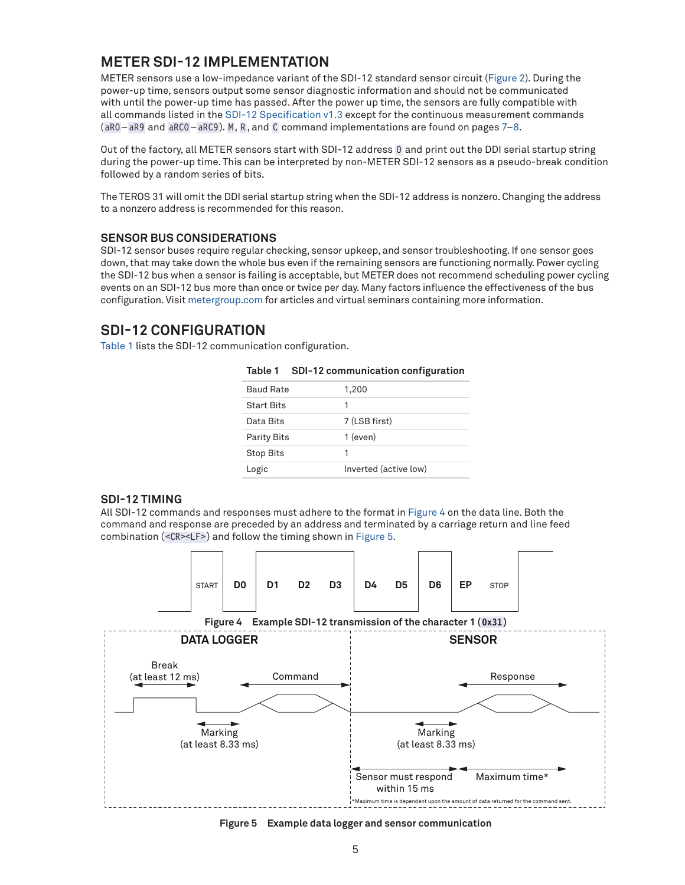## METER SDI-12 IMPLEMENTATION

METER sensors use a low-impedance variant of the SDI-12 standard sensor circuit (Figure 2). During the power-up time, sensors output some sensor diagnostic information and should not be communicated with until the power-up time has passed. After the power up time, the sensors are fully compatible with all commands listed in the SDI-12 Specification v1.3 except for the continuous measurement commands (`aR0` – `aR9` and `aRC0` – `aRC9`). `M`, `R`, and `C` command implementations are found on pages 7–8.

Out of the factory, all METER sensors start with SDI-12 address `0` and print out the DDI serial startup string during the power-up time. This can be interpreted by non-METER SDI-12 sensors as a pseudo-break condition followed by a random series of bits.

The TEROS 31 will omit the DDI serial startup string when the SDI-12 address is nonzero. Changing the address to a nonzero address is recommended for this reason.

### SENSOR BUS CONSIDERATIONS

SDI-12 sensor buses require regular checking, sensor upkeep, and sensor troubleshooting. If one sensor goes down, that may take down the whole bus even if the remaining sensors are functioning normally. Power cycling the SDI-12 bus when a sensor is failing is acceptable, but METER does not recommend scheduling power cycling events on an SDI-12 bus more than once or twice per day. Many factors influence the effectiveness of the bus configuration. Visit metergroup.com for articles and virtual seminars containing more information.

## SDI-12 CONFIGURATION

Table 1 lists the SDI-12 communication configuration.

**Table 1 SDI-12 communication configuration**

| | |
|---|---|
| Baud Rate | 1,200 |
| Start Bits | 1 |
| Data Bits | 7 (LSB first) |
| Parity Bits | 1 (even) |
| Stop Bits | 1 |
| Logic | Inverted (active low) |

### SDI-12 TIMING

All SDI-12 commands and responses must adhere to the format in Figure 4 on the data line. Both the command and response are preceded by an address and terminated by a carriage return and line feed combination (`<CR><LF>`) and follow the timing shown in Figure 5.

START D0 D1 D2 D3 D4 D5 D6 EP STOP

Figure 4 Example SDI-12 transmission of the character 1 (`0x31`)

DATA LOGGER: Break (at least 12 ms); Marking (at least 8.33 ms); Command

SENSOR: Marking (at least 8.33 ms); Response; Sensor must respond within 15 ms; Maximum time*

*Maximum time is dependent upon the amount of data returned for the command sent.

Figure 5 Example data logger and sensor communication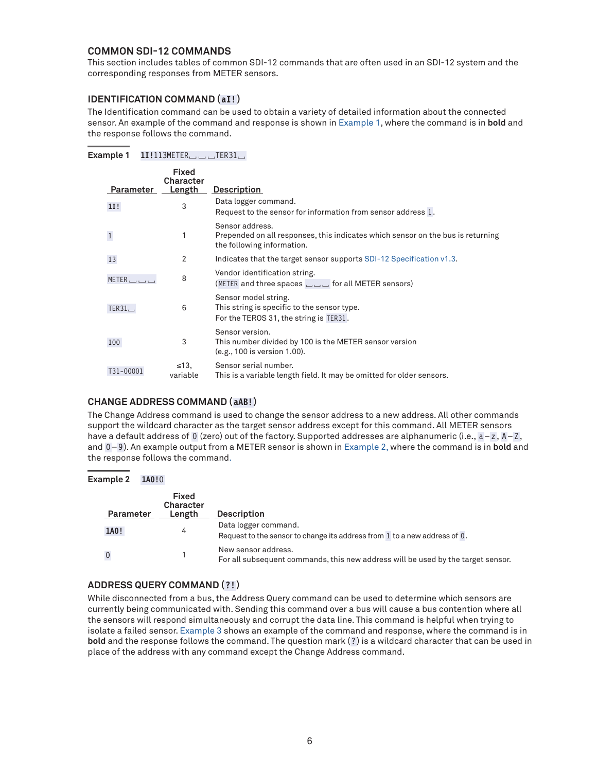## COMMON SDI-12 COMMANDS

This section includes tables of common SDI-12 commands that are often used in an SDI-12 system and the corresponding responses from METER sensors.

### IDENTIFICATION COMMAND (`aI!`)

The Identification command can be used to obtain a variety of detailed information about the connected sensor. An example of the command and response is shown in Example 1, where the command is in **bold** and the response follows the command.

**Example 1** **`1I!`**`113METER␣␣␣TER31␣`

| Parameter | Fixed Character Length | Description |
|---|---|---|
| **`1I!`** | 3 | Data logger command.<br>Request to the sensor for information from sensor address `1`. |
| `1` | 1 | Sensor address.<br>Prepended on all responses, this indicates which sensor on the bus is returning the following information. |
| `13` | 2 | Indicates that the target sensor supports SDI-12 Specification v1.3. |
| `METER␣␣␣` | 8 | Vendor identification string.<br>(`METER` and three spaces `␣␣␣` for all METER sensors) |
| `TER31␣` | 6 | Sensor model string.<br>This string is specific to the sensor type.<br>For the TEROS 31, the string is `TER31`. |
| `100` | 3 | Sensor version.<br>This number divided by 100 is the METER sensor version (e.g., 100 is version 1.00). |
| `T31-00001` | ≤13, variable | Sensor serial number.<br>This is a variable length field. It may be omitted for older sensors. |

### CHANGE ADDRESS COMMAND (`aAB!`)

The Change Address command is used to change the sensor address to a new address. All other commands support the wildcard character as the target sensor address except for this command. All METER sensors have a default address of `0` (zero) out of the factory. Supported addresses are alphanumeric (i.e., `a`–`z`, `A`–`Z`, and `0`–`9`). An example output from a METER sensor is shown in Example 2, where the command is in **bold** and the response follows the command.

**Example 2** **`1A0!`**`0`

| Parameter | Fixed Character Length | Description |
|---|---|---|
| **`1A0!`** | 4 | Data logger command.<br>Request to the sensor to change its address from `1` to a new address of `0`. |
| `0` | 1 | New sensor address.<br>For all subsequent commands, this new address will be used by the target sensor. |

### ADDRESS QUERY COMMAND (`?!`)

While disconnected from a bus, the Address Query command can be used to determine which sensors are currently being communicated with. Sending this command over a bus will cause a bus contention where all the sensors will respond simultaneously and corrupt the data line. This command is helpful when trying to isolate a failed sensor. Example 3 shows an example of the command and response, where the command is in **bold** and the response follows the command. The question mark (`?`) is a wildcard character that can be used in place of the address with any command except the Change Address command.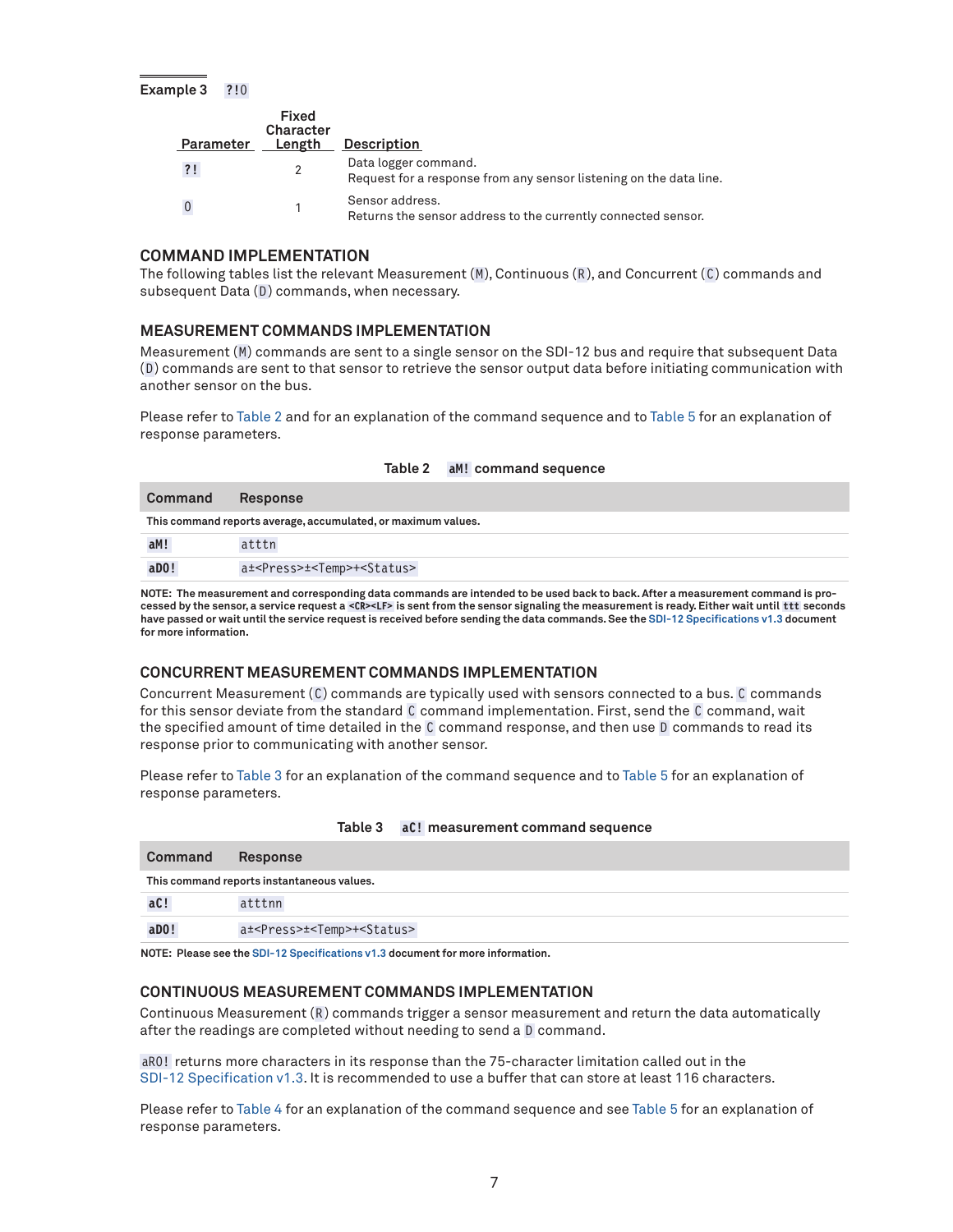**Example 3** `?!0`

| Parameter | Fixed Character Length | Description |
|---|---|---|
| `?!` | 2 | Data logger command.<br>Request for a response from any sensor listening on the data line. |
| `0` | 1 | Sensor address.<br>Returns the sensor address to the currently connected sensor. |

## COMMAND IMPLEMENTATION

The following tables list the relevant Measurement (`M`), Continuous (`R`), and Concurrent (`C`) commands and subsequent Data (`D`) commands, when necessary.

### MEASUREMENT COMMANDS IMPLEMENTATION

Measurement (`M`) commands are sent to a single sensor on the SDI-12 bus and require that subsequent Data (`D`) commands are sent to that sensor to retrieve the sensor output data before initiating communication with another sensor on the bus.

Please refer to Table 2 and for an explanation of the command sequence and to Table 5 for an explanation of response parameters.

**Table 2** `aM!` **command sequence**

| Command | Response |
|---|---|
| This command reports average, accumulated, or maximum values. | |
| `aM!` | `atttn` |
| `aD0!` | `a±<Press>±<Temp>+<Status>` |

**NOTE: The measurement and corresponding data commands are intended to be used back to back. After a measurement command is processed by the sensor, a service request a `<CR><LF>` is sent from the sensor signaling the measurement is ready. Either wait until `ttt` seconds have passed or wait until the service request is received before sending the data commands. See the SDI-12 Specifications v1.3 document for more information.**

### CONCURRENT MEASUREMENT COMMANDS IMPLEMENTATION

Concurrent Measurement (`C`) commands are typically used with sensors connected to a bus. `C` commands for this sensor deviate from the standard `C` command implementation. First, send the `C` command, wait the specified amount of time detailed in the `C` command response, and then use `D` commands to read its response prior to communicating with another sensor.

Please refer to Table 3 for an explanation of the command sequence and to Table 5 for an explanation of response parameters.

**Table 3** `aC!` **measurement command sequence**

| Command | Response |
|---|---|
| This command reports instantaneous values. | |
| `aC!` | `atttnn` |
| `aD0!` | `a±<Press>±<Temp>+<Status>` |

**NOTE: Please see the SDI-12 Specifications v1.3 document for more information.**

### CONTINUOUS MEASUREMENT COMMANDS IMPLEMENTATION

Continuous Measurement (`R`) commands trigger a sensor measurement and return the data automatically after the readings are completed without needing to send a `D` command.

`aR0!` returns more characters in its response than the 75-character limitation called out in the SDI-12 Specification v1.3. It is recommended to use a buffer that can store at least 116 characters.

Please refer to Table 4 for an explanation of the command sequence and see Table 5 for an explanation of response parameters.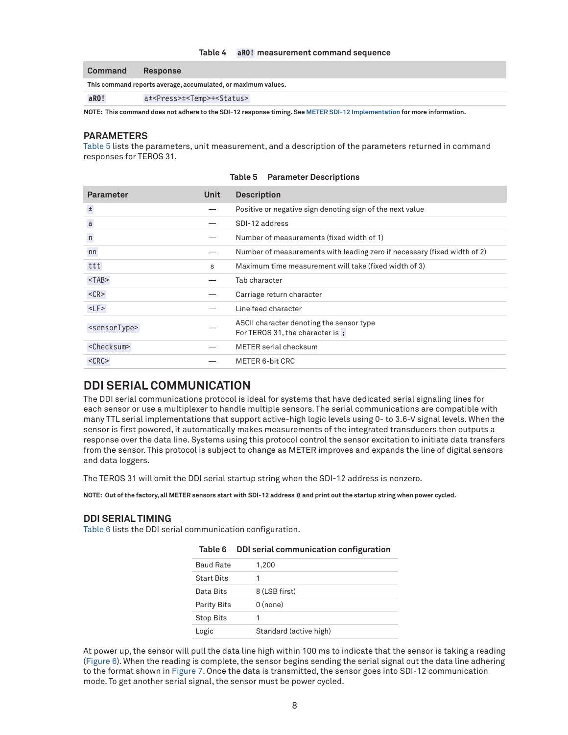Table 4 `aR0!` measurement command sequence

| Command | Response |
| --- | --- |
| This command reports average, accumulated, or maximum values. | |
| `aR0!` | `a±<Press>±<Temp>+<Status>` |

NOTE: This command does not adhere to the SDI-12 response timing. See METER SDI-12 Implementation for more information.

### PARAMETERS

Table 5 lists the parameters, unit measurement, and a description of the parameters returned in command responses for TEROS 31.

Table 5 Parameter Descriptions

| Parameter | Unit | Description |
| --- | --- | --- |
| `±` | — | Positive or negative sign denoting sign of the next value |
| `a` | — | SDI-12 address |
| `n` | — | Number of measurements (fixed width of 1) |
| `nn` | — | Number of measurements with leading zero if necessary (fixed width of 2) |
| `ttt` | s | Maximum time measurement will take (fixed width of 3) |
| `<TAB>` | — | Tab character |
| `<CR>` | — | Carriage return character |
| `<LF>` | — | Line feed character |
| `<sensorType>` | — | ASCII character denoting the sensor type<br>For TEROS 31, the character is `;` |
| `<Checksum>` | — | METER serial checksum |
| `<CRC>` | — | METER 6-bit CRC |

## DDI SERIAL COMMUNICATION

The DDI serial communications protocol is ideal for systems that have dedicated serial signaling lines for each sensor or use a multiplexer to handle multiple sensors. The serial communications are compatible with many TTL serial implementations that support active-high logic levels using 0- to 3.6-V signal levels. When the sensor is first powered, it automatically makes measurements of the integrated transducers then outputs a response over the data line. Systems using this protocol control the sensor excitation to initiate data transfers from the sensor. This protocol is subject to change as METER improves and expands the line of digital sensors and data loggers.

The TEROS 31 will omit the DDI serial startup string when the SDI-12 address is nonzero.

NOTE: Out of the factory, all METER sensors start with SDI-12 address `0` and print out the startup string when power cycled.

### DDI SERIAL TIMING

Table 6 lists the DDI serial communication configuration.

Table 6 DDI serial communication configuration

| | |
| --- | --- |
| Baud Rate | 1,200 |
| Start Bits | 1 |
| Data Bits | 8 (LSB first) |
| Parity Bits | 0 (none) |
| Stop Bits | 1 |
| Logic | Standard (active high) |

At power up, the sensor will pull the data line high within 100 ms to indicate that the sensor is taking a reading (Figure 6). When the reading is complete, the sensor begins sending the serial signal out the data line adhering to the format shown in Figure 7. Once the data is transmitted, the sensor goes into SDI-12 communication mode. To get another serial signal, the sensor must be power cycled.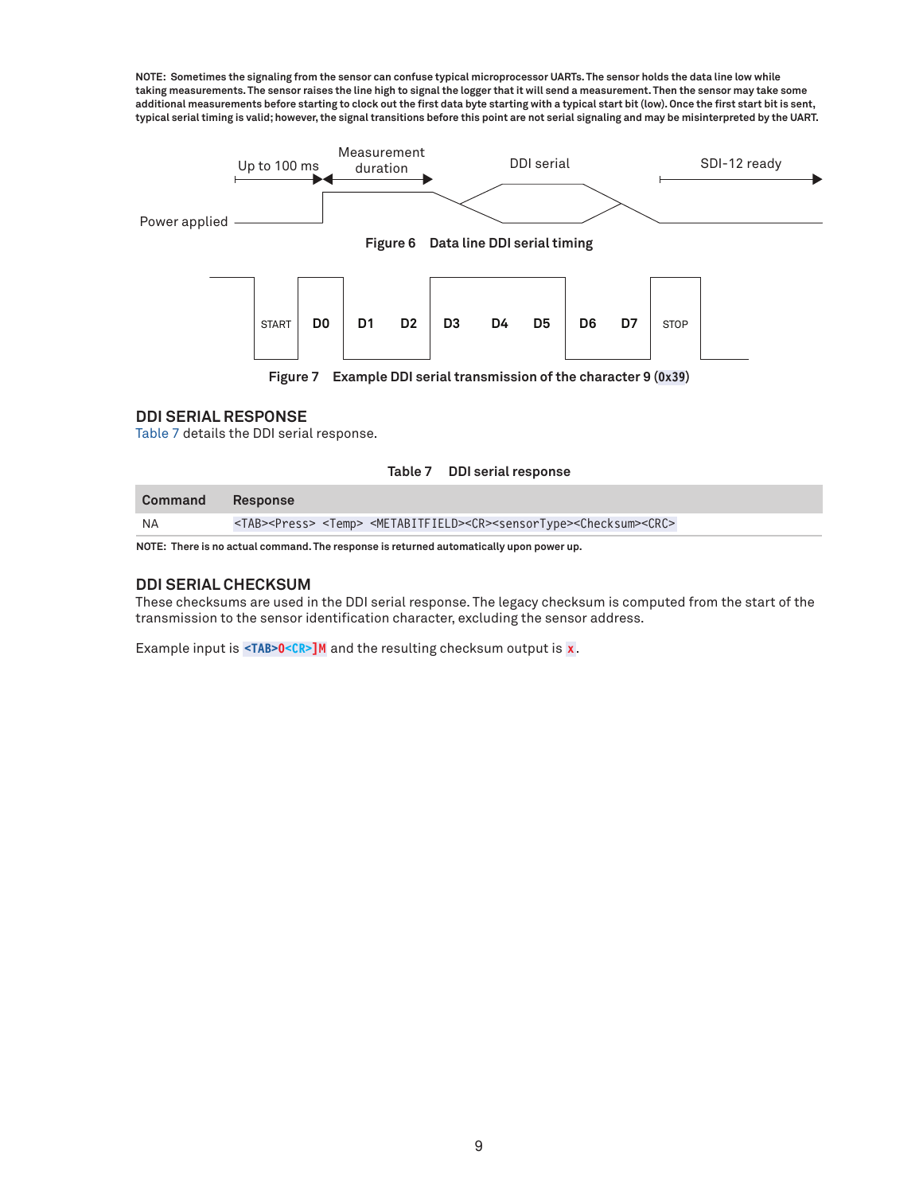**NOTE: Sometimes the signaling from the sensor can confuse typical microprocessor UARTs. The sensor holds the data line low while taking measurements. The sensor raises the line high to signal the logger that it will send a measurement. Then the sensor may take some additional measurements before starting to clock out the first data byte starting with a typical start bit (low). Once the first start bit is sent, typical serial timing is valid; however, the signal transitions before this point are not serial signaling and may be misinterpreted by the UART.**

Power applied | Up to 100 ms | Measurement duration | DDI serial | SDI-12 ready

**Figure 6 Data line DDI serial timing**

START | D0 | D1 | D2 | D3 | D4 | D5 | D6 | D7 | STOP

**Figure 7 Example DDI serial transmission of the character 9 (`0x39`)**

## DDI SERIAL RESPONSE

Table 7 details the DDI serial response.

**Table 7 DDI serial response**

| Command | Response |
|---|---|
| NA | `<TAB><Press> <Temp> <METABITFIELD><CR><sensorType><Checksum><CRC>` |

**NOTE: There is no actual command. The response is returned automatically upon power up.**

## DDI SERIAL CHECKSUM

These checksums are used in the DDI serial response. The legacy checksum is computed from the start of the transmission to the sensor identification character, excluding the sensor address.

Example input is `<TAB>0<CR>]M` and the resulting checksum output is `x`.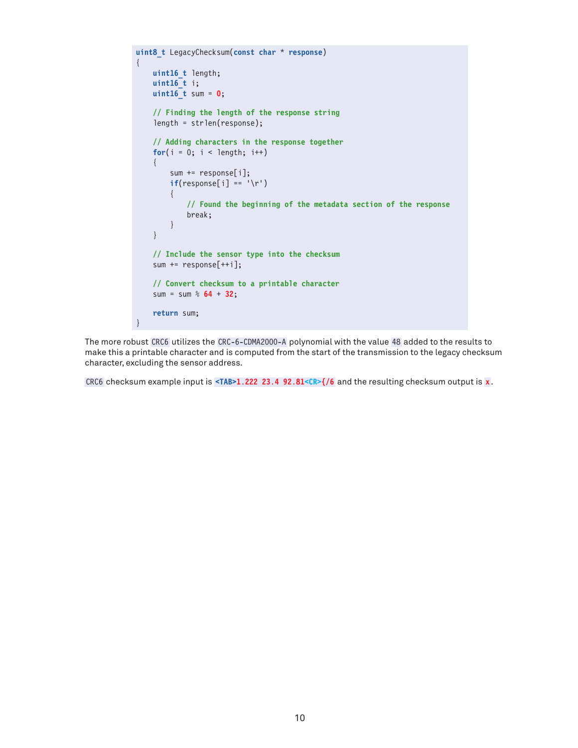```
uint8_t LegacyChecksum(const char * response)
{
    uint16_t length;
    uint16_t i;
    uint16_t sum = 0;

    // Finding the length of the response string
    length = strlen(response);

    // Adding characters in the response together
    for(i = 0; i < length; i++)
    {
        sum += response[i];
        if(response[i] == '\r')
        {
            // Found the beginning of the metadata section of the response
            break;
        }
    }

    // Include the sensor type into the checksum
    sum += response[++i];

    // Convert checksum to a printable character
    sum = sum % 64 + 32;

    return sum;
}
```

The more robust `CRC6` utilizes the `CRC-6-CDMA2000-A` polynomial with the value `48` added to the results to make this a printable character and is computed from the start of the transmission to the legacy checksum character, excluding the sensor address.

`CRC6` checksum example input is `<TAB>1.222 23.4 92.81<CR>{/6` and the resulting checksum output is `x`.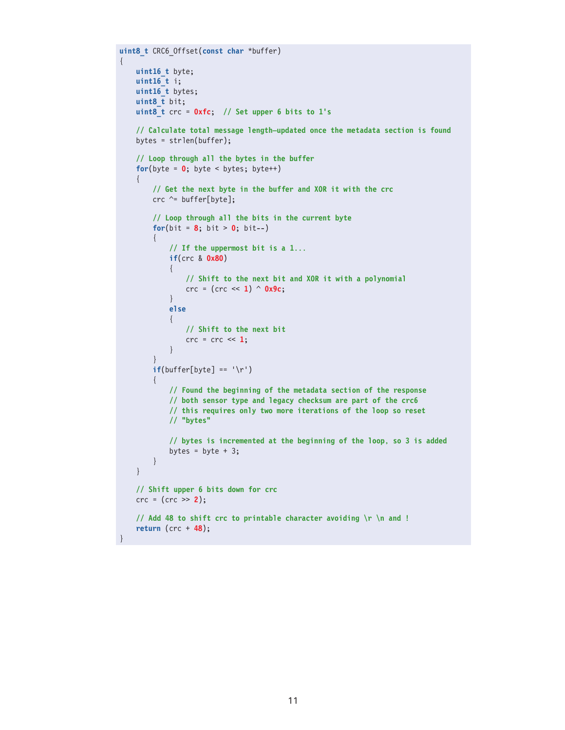```c
uint8_t CRC6_Offset(const char *buffer)
{
    uint16_t byte;
    uint16_t i;
    uint16_t bytes;
    uint8_t bit;
    uint8_t crc = 0xfc;  // Set upper 6 bits to 1's

    // Calculate total message length—updated once the metadata section is found
    bytes = strlen(buffer);

    // Loop through all the bytes in the buffer
    for(byte = 0; byte < bytes; byte++)
    {
        // Get the next byte in the buffer and XOR it with the crc
        crc ^= buffer[byte];

        // Loop through all the bits in the current byte
        for(bit = 8; bit > 0; bit--)
        {
            // If the uppermost bit is a 1...
            if(crc & 0x80)
            {
                // Shift to the next bit and XOR it with a polynomial
                crc = (crc << 1) ^ 0x9c;
            }
            else
            {
                // Shift to the next bit
                crc = crc << 1;
            }
        }
        if(buffer[byte] == '\r')
        {
            // Found the beginning of the metadata section of the response
            // both sensor type and legacy checksum are part of the crc6
            // this requires only two more iterations of the loop so reset
            // "bytes"

            // bytes is incremented at the beginning of the loop, so 3 is added
            bytes = byte + 3;
        }
    }

    // Shift upper 6 bits down for crc
    crc = (crc >> 2);

    // Add 48 to shift crc to printable character avoiding \r \n and !
    return (crc + 48);
}
```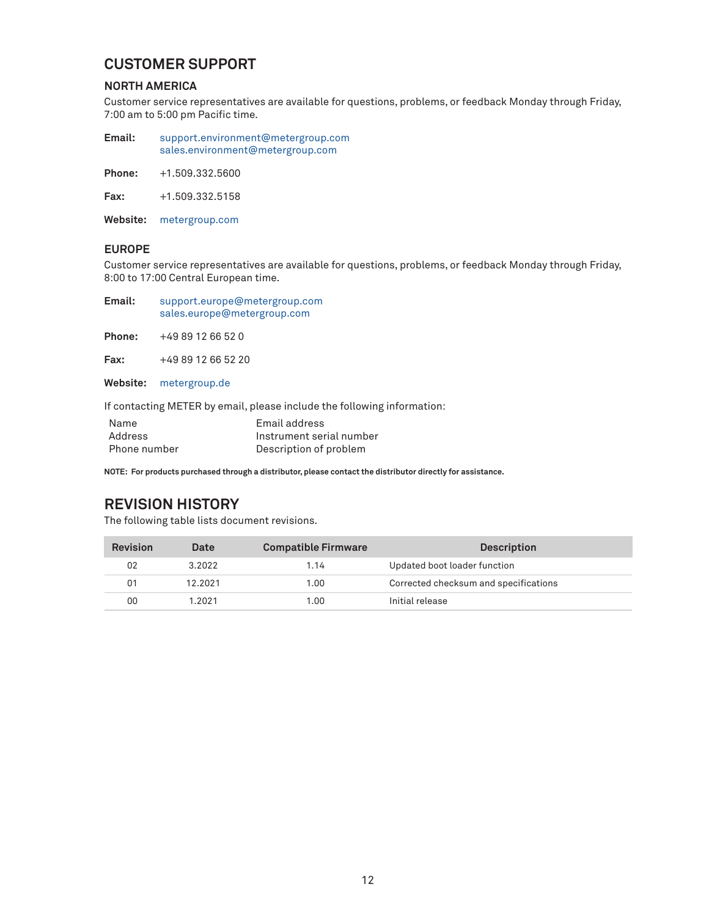## CUSTOMER SUPPORT

### NORTH AMERICA

Customer service representatives are available for questions, problems, or feedback Monday through Friday, 7:00 am to 5:00 pm Pacific time.

**Email:** support.environment@metergroup.com
sales.environment@metergroup.com

**Phone:** +1.509.332.5600

**Fax:** +1.509.332.5158

**Website:** metergroup.com

### EUROPE

Customer service representatives are available for questions, problems, or feedback Monday through Friday, 8:00 to 17:00 Central European time.

**Email:** support.europe@metergroup.com
sales.europe@metergroup.com

**Phone:** +49 89 12 66 52 0

**Fax:** +49 89 12 66 52 20

**Website:** metergroup.de

If contacting METER by email, please include the following information:

| | |
|---|---|
| Name | Email address |
| Address | Instrument serial number |
| Phone number | Description of problem |

**NOTE: For products purchased through a distributor, please contact the distributor directly for assistance.**

## REVISION HISTORY

The following table lists document revisions.

| Revision | Date | Compatible Firmware | Description |
|---|---|---|---|
| 02 | 3.2022 | 1.14 | Updated boot loader function |
| 01 | 12.2021 | 1.00 | Corrected checksum and specifications |
| 00 | 1.2021 | 1.00 | Initial release |